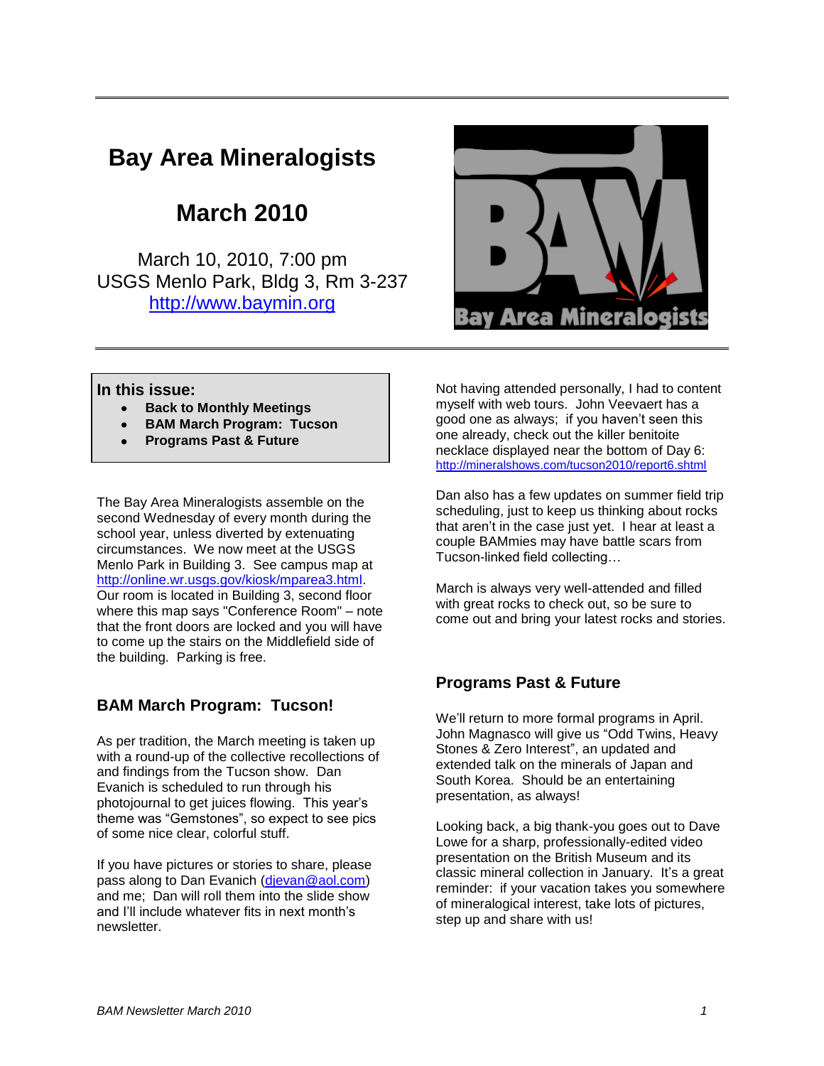# Bay Area Mineralogists

## March 2010

March 10, 2010, 7:00 pm
USGS Menlo Park, Bldg 3, Rm 3-237
http://www.baymin.org

**In this issue:**

- **Back to Monthly Meetings**
- **BAM March Program: Tucson**
- **Programs Past & Future**

The Bay Area Mineralogists assemble on the second Wednesday of every month during the school year, unless diverted by extenuating circumstances. We now meet at the USGS Menlo Park in Building 3. See campus map at http://online.wr.usgs.gov/kiosk/mparea3.html. Our room is located in Building 3, second floor where this map says "Conference Room" – note that the front doors are locked and you will have to come up the stairs on the Middlefield side of the building. Parking is free.

### BAM March Program: Tucson!

As per tradition, the March meeting is taken up with a round-up of the collective recollections of and findings from the Tucson show. Dan Evanich is scheduled to run through his photojournal to get juices flowing. This year's theme was "Gemstones", so expect to see pics of some nice clear, colorful stuff.

If you have pictures or stories to share, please pass along to Dan Evanich (djevan@aol.com) and me; Dan will roll them into the slide show and I'll include whatever fits in next month's newsletter.

Not having attended personally, I had to content myself with web tours. John Veevaert has a good one as always; if you haven't seen this one already, check out the killer benitoite necklace displayed near the bottom of Day 6: http://mineralshows.com/tucson2010/report6.shtml

Dan also has a few updates on summer field trip scheduling, just to keep us thinking about rocks that aren't in the case just yet. I hear at least a couple BAMmies may have battle scars from Tucson-linked field collecting…

March is always very well-attended and filled with great rocks to check out, so be sure to come out and bring your latest rocks and stories.

### Programs Past & Future

We'll return to more formal programs in April. John Magnasco will give us "Odd Twins, Heavy Stones & Zero Interest", an updated and extended talk on the minerals of Japan and South Korea. Should be an entertaining presentation, as always!

Looking back, a big thank-you goes out to Dave Lowe for a sharp, professionally-edited video presentation on the British Museum and its classic mineral collection in January. It's a great reminder: if your vacation takes you somewhere of mineralogical interest, take lots of pictures, step up and share with us!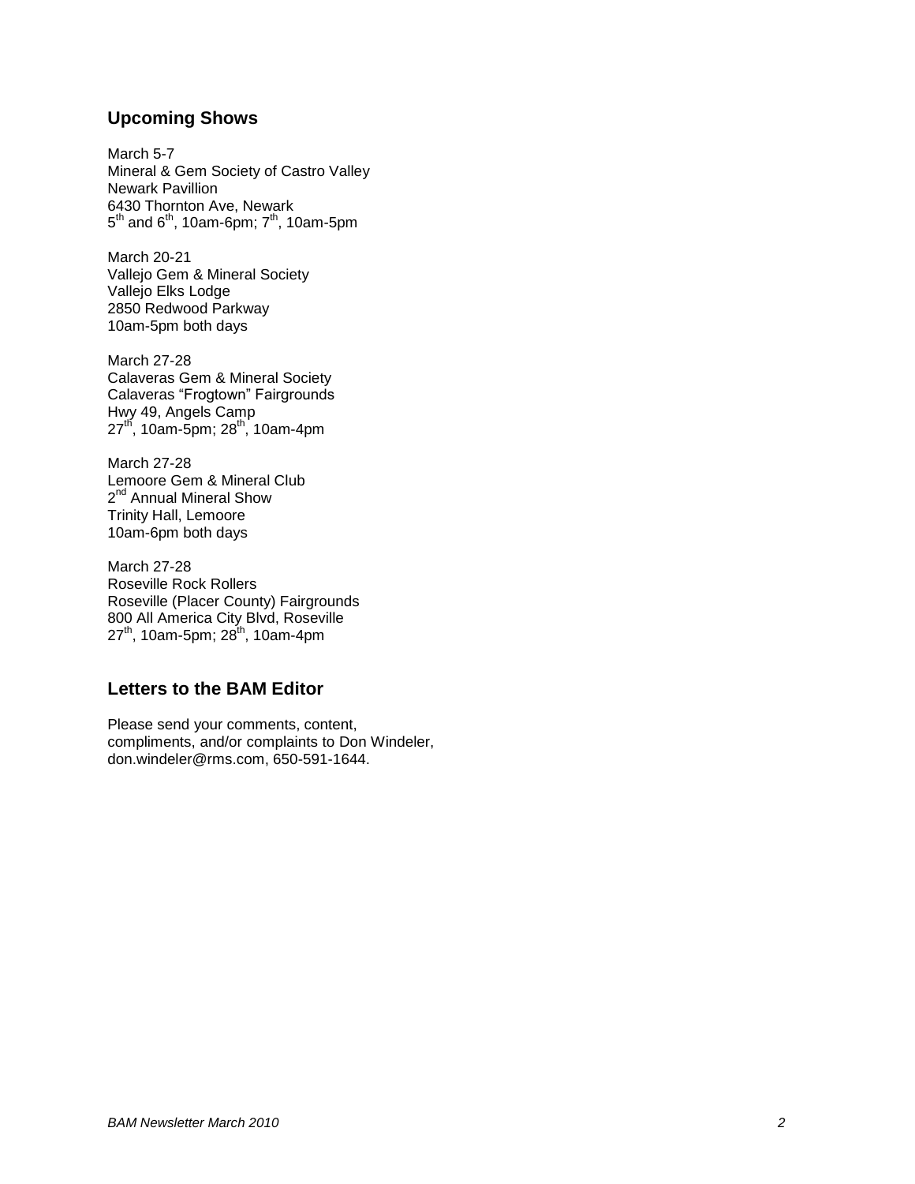## Upcoming Shows

March 5-7
Mineral & Gem Society of Castro Valley
Newark Pavillion
6430 Thornton Ave, Newark
5th and 6th, 10am-6pm; 7th, 10am-5pm

March 20-21
Vallejo Gem & Mineral Society
Vallejo Elks Lodge
2850 Redwood Parkway
10am-5pm both days

March 27-28
Calaveras Gem & Mineral Society
Calaveras "Frogtown" Fairgrounds
Hwy 49, Angels Camp
27th, 10am-5pm; 28th, 10am-4pm

March 27-28
Lemoore Gem & Mineral Club
2nd Annual Mineral Show
Trinity Hall, Lemoore
10am-6pm both days

March 27-28
Roseville Rock Rollers
Roseville (Placer County) Fairgrounds
800 All America City Blvd, Roseville
27th, 10am-5pm; 28th, 10am-4pm

## Letters to the BAM Editor

Please send your comments, content, compliments, and/or complaints to Don Windeler, don.windeler@rms.com, 650-591-1644.